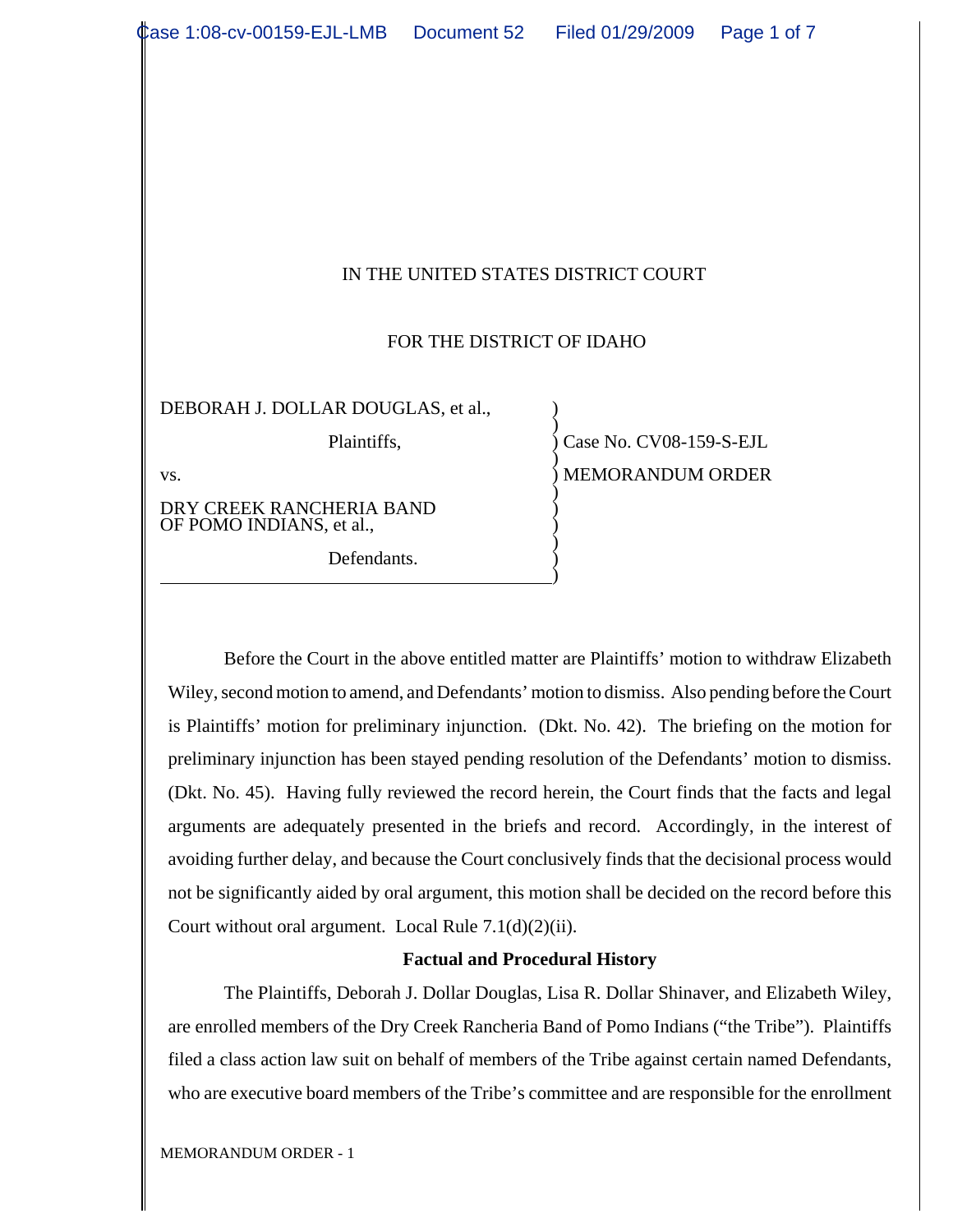IN THE UNITED STATES DISTRICT COURT

FOR THE DISTRICT OF IDAHO

| | |
|---|---|
| DEBORAH J. DOLLAR DOUGLAS, et al., | ) |
| Plaintiffs, | ) Case No. CV08-159-S-EJL |
| vs. | ) MEMORANDUM ORDER |
| DRY CREEK RANCHERIA BAND OF POMO INDIANS, et al., | ) |
| Defendants. | ) |

Before the Court in the above entitled matter are Plaintiffs' motion to withdraw Elizabeth Wiley, second motion to amend, and Defendants' motion to dismiss. Also pending before the Court is Plaintiffs' motion for preliminary injunction. (Dkt. No. 42). The briefing on the motion for preliminary injunction has been stayed pending resolution of the Defendants' motion to dismiss. (Dkt. No. 45). Having fully reviewed the record herein, the Court finds that the facts and legal arguments are adequately presented in the briefs and record. Accordingly, in the interest of avoiding further delay, and because the Court conclusively finds that the decisional process would not be significantly aided by oral argument, this motion shall be decided on the record before this Court without oral argument. Local Rule 7.1(d)(2)(ii).

**Factual and Procedural History**

The Plaintiffs, Deborah J. Dollar Douglas, Lisa R. Dollar Shinaver, and Elizabeth Wiley, are enrolled members of the Dry Creek Rancheria Band of Pomo Indians ("the Tribe"). Plaintiffs filed a class action law suit on behalf of members of the Tribe against certain named Defendants, who are executive board members of the Tribe's committee and are responsible for the enrollment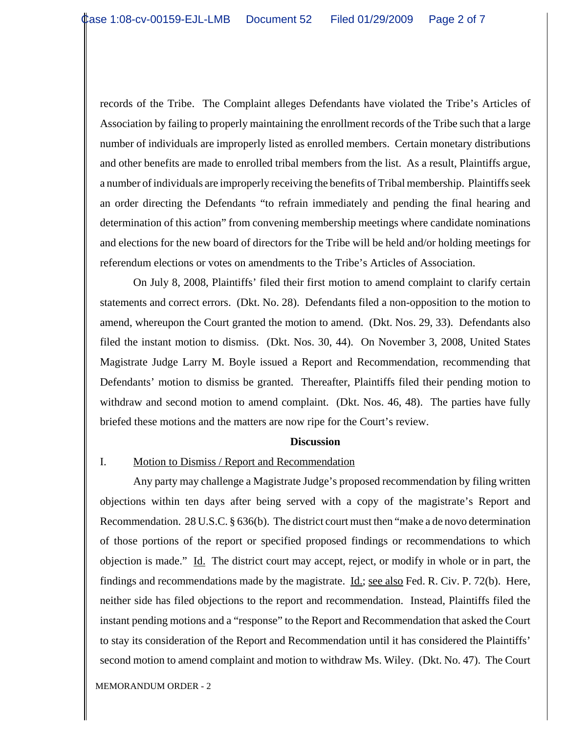records of the Tribe. The Complaint alleges Defendants have violated the Tribe's Articles of Association by failing to properly maintaining the enrollment records of the Tribe such that a large number of individuals are improperly listed as enrolled members. Certain monetary distributions and other benefits are made to enrolled tribal members from the list. As a result, Plaintiffs argue, a number of individuals are improperly receiving the benefits of Tribal membership. Plaintiffs seek an order directing the Defendants "to refrain immediately and pending the final hearing and determination of this action" from convening membership meetings where candidate nominations and elections for the new board of directors for the Tribe will be held and/or holding meetings for referendum elections or votes on amendments to the Tribe's Articles of Association.

On July 8, 2008, Plaintiffs' filed their first motion to amend complaint to clarify certain statements and correct errors. (Dkt. No. 28). Defendants filed a non-opposition to the motion to amend, whereupon the Court granted the motion to amend. (Dkt. Nos. 29, 33). Defendants also filed the instant motion to dismiss. (Dkt. Nos. 30, 44). On November 3, 2008, United States Magistrate Judge Larry M. Boyle issued a Report and Recommendation, recommending that Defendants' motion to dismiss be granted. Thereafter, Plaintiffs filed their pending motion to withdraw and second motion to amend complaint. (Dkt. Nos. 46, 48). The parties have fully briefed these motions and the matters are now ripe for the Court's review.

## Discussion

### I. Motion to Dismiss / Report and Recommendation

Any party may challenge a Magistrate Judge's proposed recommendation by filing written objections within ten days after being served with a copy of the magistrate's Report and Recommendation. 28 U.S.C. § 636(b). The district court must then "make a de novo determination of those portions of the report or specified proposed findings or recommendations to which objection is made." Id. The district court may accept, reject, or modify in whole or in part, the findings and recommendations made by the magistrate. Id.; see also Fed. R. Civ. P. 72(b). Here, neither side has filed objections to the report and recommendation. Instead, Plaintiffs filed the instant pending motions and a "response" to the Report and Recommendation that asked the Court to stay its consideration of the Report and Recommendation until it has considered the Plaintiffs' second motion to amend complaint and motion to withdraw Ms. Wiley. (Dkt. No. 47). The Court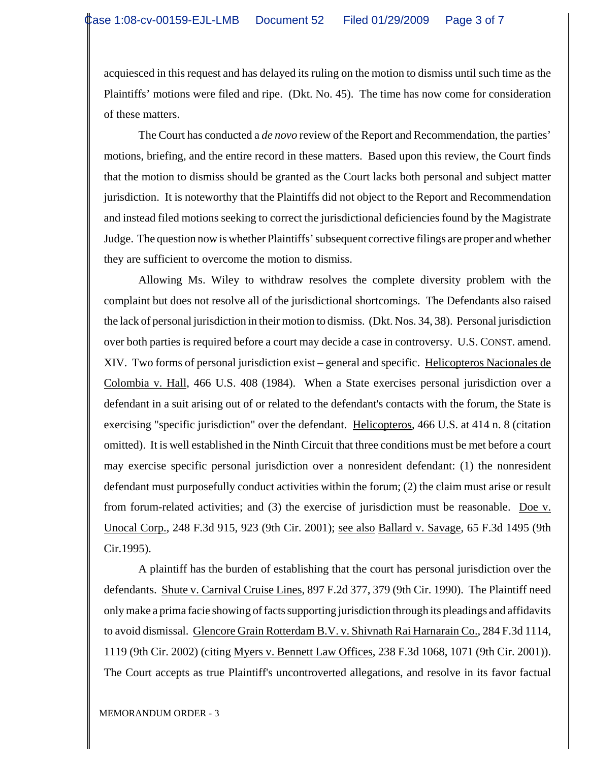acquiesced in this request and has delayed its ruling on the motion to dismiss until such time as the Plaintiffs' motions were filed and ripe. (Dkt. No. 45). The time has now come for consideration of these matters.

The Court has conducted a *de novo* review of the Report and Recommendation, the parties' motions, briefing, and the entire record in these matters. Based upon this review, the Court finds that the motion to dismiss should be granted as the Court lacks both personal and subject matter jurisdiction. It is noteworthy that the Plaintiffs did not object to the Report and Recommendation and instead filed motions seeking to correct the jurisdictional deficiencies found by the Magistrate Judge. The question now is whether Plaintiffs' subsequent corrective filings are proper and whether they are sufficient to overcome the motion to dismiss.

Allowing Ms. Wiley to withdraw resolves the complete diversity problem with the complaint but does not resolve all of the jurisdictional shortcomings. The Defendants also raised the lack of personal jurisdiction in their motion to dismiss. (Dkt. Nos. 34, 38). Personal jurisdiction over both parties is required before a court may decide a case in controversy. U.S. CONST. amend. XIV. Two forms of personal jurisdiction exist – general and specific. Helicopteros Nacionales de Colombia v. Hall, 466 U.S. 408 (1984). When a State exercises personal jurisdiction over a defendant in a suit arising out of or related to the defendant's contacts with the forum, the State is exercising "specific jurisdiction" over the defendant. Helicopteros, 466 U.S. at 414 n. 8 (citation omitted). It is well established in the Ninth Circuit that three conditions must be met before a court may exercise specific personal jurisdiction over a nonresident defendant: (1) the nonresident defendant must purposefully conduct activities within the forum; (2) the claim must arise or result from forum-related activities; and (3) the exercise of jurisdiction must be reasonable. Doe v. Unocal Corp., 248 F.3d 915, 923 (9th Cir. 2001); see also Ballard v. Savage, 65 F.3d 1495 (9th Cir.1995).

A plaintiff has the burden of establishing that the court has personal jurisdiction over the defendants. Shute v. Carnival Cruise Lines, 897 F.2d 377, 379 (9th Cir. 1990). The Plaintiff need only make a prima facie showing of facts supporting jurisdiction through its pleadings and affidavits to avoid dismissal. Glencore Grain Rotterdam B.V. v. Shivnath Rai Harnarain Co., 284 F.3d 1114, 1119 (9th Cir. 2002) (citing Myers v. Bennett Law Offices, 238 F.3d 1068, 1071 (9th Cir. 2001)). The Court accepts as true Plaintiff's uncontroverted allegations, and resolve in its favor factual

MEMORANDUM ORDER - 3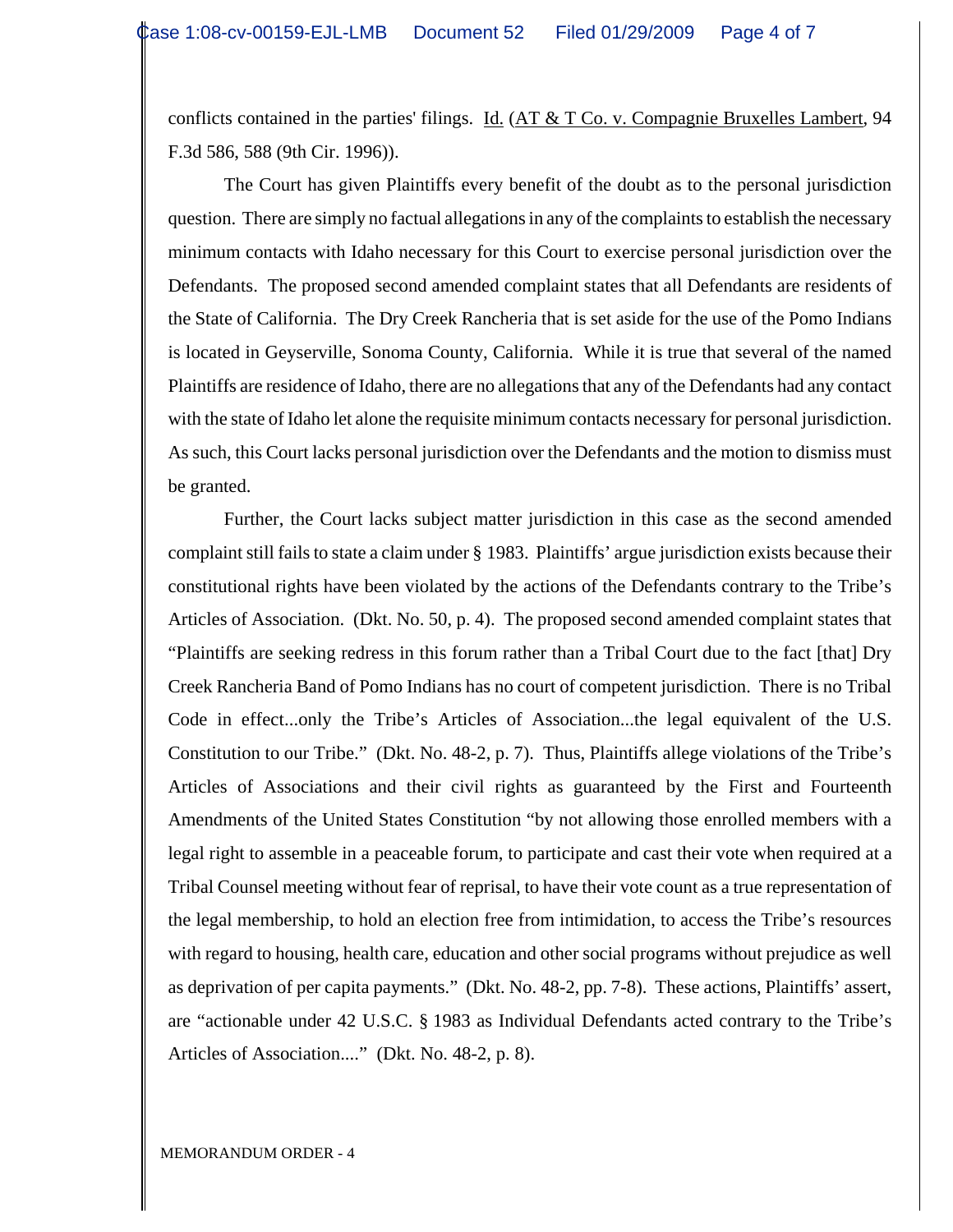conflicts contained in the parties' filings. Id. (AT & T Co. v. Compagnie Bruxelles Lambert, 94 F.3d 586, 588 (9th Cir. 1996)).

The Court has given Plaintiffs every benefit of the doubt as to the personal jurisdiction question. There are simply no factual allegations in any of the complaints to establish the necessary minimum contacts with Idaho necessary for this Court to exercise personal jurisdiction over the Defendants. The proposed second amended complaint states that all Defendants are residents of the State of California. The Dry Creek Rancheria that is set aside for the use of the Pomo Indians is located in Geyserville, Sonoma County, California. While it is true that several of the named Plaintiffs are residence of Idaho, there are no allegations that any of the Defendants had any contact with the state of Idaho let alone the requisite minimum contacts necessary for personal jurisdiction. As such, this Court lacks personal jurisdiction over the Defendants and the motion to dismiss must be granted.

Further, the Court lacks subject matter jurisdiction in this case as the second amended complaint still fails to state a claim under § 1983. Plaintiffs' argue jurisdiction exists because their constitutional rights have been violated by the actions of the Defendants contrary to the Tribe's Articles of Association. (Dkt. No. 50, p. 4). The proposed second amended complaint states that "Plaintiffs are seeking redress in this forum rather than a Tribal Court due to the fact [that] Dry Creek Rancheria Band of Pomo Indians has no court of competent jurisdiction. There is no Tribal Code in effect...only the Tribe's Articles of Association...the legal equivalent of the U.S. Constitution to our Tribe." (Dkt. No. 48-2, p. 7). Thus, Plaintiffs allege violations of the Tribe's Articles of Associations and their civil rights as guaranteed by the First and Fourteenth Amendments of the United States Constitution "by not allowing those enrolled members with a legal right to assemble in a peaceable forum, to participate and cast their vote when required at a Tribal Counsel meeting without fear of reprisal, to have their vote count as a true representation of the legal membership, to hold an election free from intimidation, to access the Tribe's resources with regard to housing, health care, education and other social programs without prejudice as well as deprivation of per capita payments." (Dkt. No. 48-2, pp. 7-8). These actions, Plaintiffs' assert, are "actionable under 42 U.S.C. § 1983 as Individual Defendants acted contrary to the Tribe's Articles of Association...." (Dkt. No. 48-2, p. 8).

MEMORANDUM ORDER - 4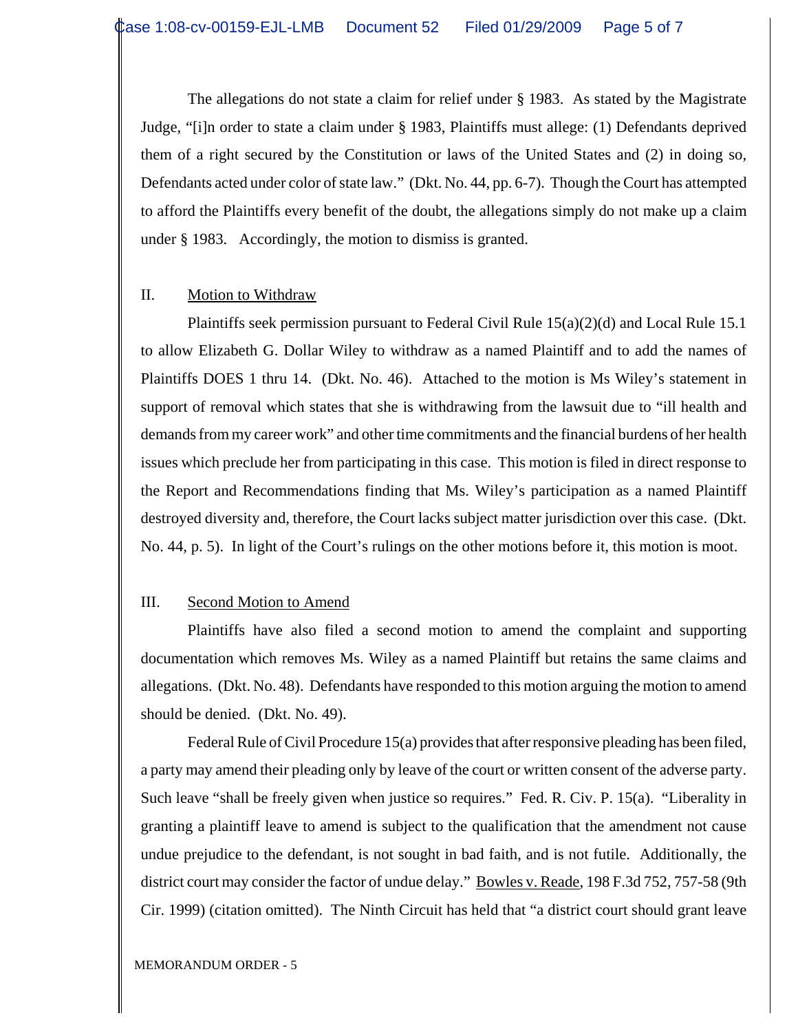The allegations do not state a claim for relief under § 1983. As stated by the Magistrate Judge, "[i]n order to state a claim under § 1983, Plaintiffs must allege: (1) Defendants deprived them of a right secured by the Constitution or laws of the United States and (2) in doing so, Defendants acted under color of state law." (Dkt. No. 44, pp. 6-7). Though the Court has attempted to afford the Plaintiffs every benefit of the doubt, the allegations simply do not make up a claim under § 1983. Accordingly, the motion to dismiss is granted.

## II. Motion to Withdraw

Plaintiffs seek permission pursuant to Federal Civil Rule 15(a)(2)(d) and Local Rule 15.1 to allow Elizabeth G. Dollar Wiley to withdraw as a named Plaintiff and to add the names of Plaintiffs DOES 1 thru 14. (Dkt. No. 46). Attached to the motion is Ms Wiley's statement in support of removal which states that she is withdrawing from the lawsuit due to "ill health and demands from my career work" and other time commitments and the financial burdens of her health issues which preclude her from participating in this case. This motion is filed in direct response to the Report and Recommendations finding that Ms. Wiley's participation as a named Plaintiff destroyed diversity and, therefore, the Court lacks subject matter jurisdiction over this case. (Dkt. No. 44, p. 5). In light of the Court's rulings on the other motions before it, this motion is moot.

## III. Second Motion to Amend

Plaintiffs have also filed a second motion to amend the complaint and supporting documentation which removes Ms. Wiley as a named Plaintiff but retains the same claims and allegations. (Dkt. No. 48). Defendants have responded to this motion arguing the motion to amend should be denied. (Dkt. No. 49).

Federal Rule of Civil Procedure 15(a) provides that after responsive pleading has been filed, a party may amend their pleading only by leave of the court or written consent of the adverse party. Such leave "shall be freely given when justice so requires." Fed. R. Civ. P. 15(a). "Liberality in granting a plaintiff leave to amend is subject to the qualification that the amendment not cause undue prejudice to the defendant, is not sought in bad faith, and is not futile. Additionally, the district court may consider the factor of undue delay." Bowles v. Reade, 198 F.3d 752, 757-58 (9th Cir. 1999) (citation omitted). The Ninth Circuit has held that "a district court should grant leave

MEMORANDUM ORDER - 5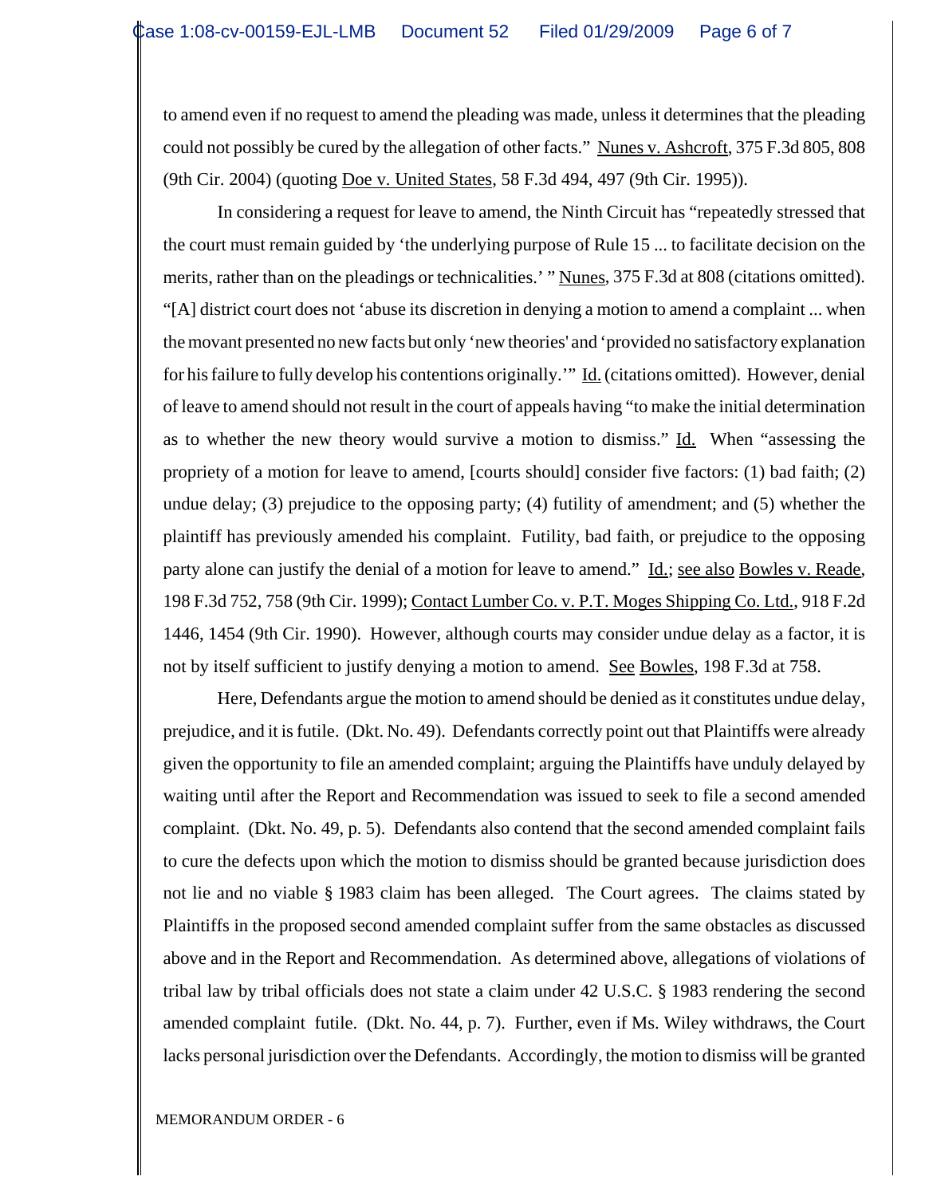to amend even if no request to amend the pleading was made, unless it determines that the pleading could not possibly be cured by the allegation of other facts." Nunes v. Ashcroft, 375 F.3d 805, 808 (9th Cir. 2004) (quoting Doe v. United States, 58 F.3d 494, 497 (9th Cir. 1995)).

In considering a request for leave to amend, the Ninth Circuit has "repeatedly stressed that the court must remain guided by 'the underlying purpose of Rule 15 ... to facilitate decision on the merits, rather than on the pleadings or technicalities.' " Nunes, 375 F.3d at 808 (citations omitted). "[A] district court does not 'abuse its discretion in denying a motion to amend a complaint ... when the movant presented no new facts but only 'new theories' and 'provided no satisfactory explanation for his failure to fully develop his contentions originally.'" Id. (citations omitted). However, denial of leave to amend should not result in the court of appeals having "to make the initial determination as to whether the new theory would survive a motion to dismiss." Id. When "assessing the propriety of a motion for leave to amend, [courts should] consider five factors: (1) bad faith; (2) undue delay; (3) prejudice to the opposing party; (4) futility of amendment; and (5) whether the plaintiff has previously amended his complaint. Futility, bad faith, or prejudice to the opposing party alone can justify the denial of a motion for leave to amend." Id.; see also Bowles v. Reade, 198 F.3d 752, 758 (9th Cir. 1999); Contact Lumber Co. v. P.T. Moges Shipping Co. Ltd., 918 F.2d 1446, 1454 (9th Cir. 1990). However, although courts may consider undue delay as a factor, it is not by itself sufficient to justify denying a motion to amend. See Bowles, 198 F.3d at 758.

Here, Defendants argue the motion to amend should be denied as it constitutes undue delay, prejudice, and it is futile. (Dkt. No. 49). Defendants correctly point out that Plaintiffs were already given the opportunity to file an amended complaint; arguing the Plaintiffs have unduly delayed by waiting until after the Report and Recommendation was issued to seek to file a second amended complaint. (Dkt. No. 49, p. 5). Defendants also contend that the second amended complaint fails to cure the defects upon which the motion to dismiss should be granted because jurisdiction does not lie and no viable § 1983 claim has been alleged. The Court agrees. The claims stated by Plaintiffs in the proposed second amended complaint suffer from the same obstacles as discussed above and in the Report and Recommendation. As determined above, allegations of violations of tribal law by tribal officials does not state a claim under 42 U.S.C. § 1983 rendering the second amended complaint futile. (Dkt. No. 44, p. 7). Further, even if Ms. Wiley withdraws, the Court lacks personal jurisdiction over the Defendants. Accordingly, the motion to dismiss will be granted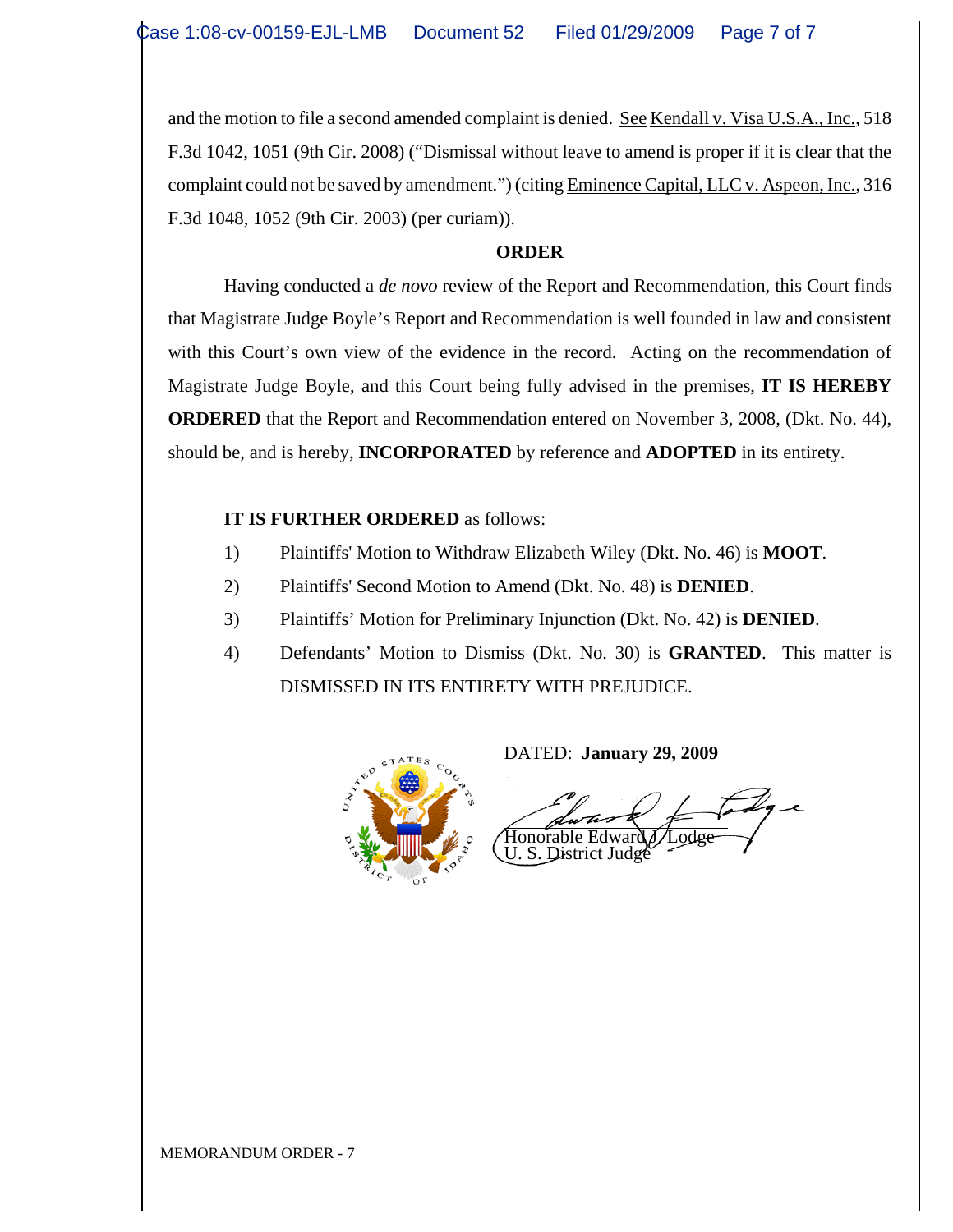and the motion to file a second amended complaint is denied. See Kendall v. Visa U.S.A., Inc., 518 F.3d 1042, 1051 (9th Cir. 2008) ("Dismissal without leave to amend is proper if it is clear that the complaint could not be saved by amendment.") (citing Eminence Capital, LLC v. Aspeon, Inc., 316 F.3d 1048, 1052 (9th Cir. 2003) (per curiam)).

**ORDER**

Having conducted a *de novo* review of the Report and Recommendation, this Court finds that Magistrate Judge Boyle's Report and Recommendation is well founded in law and consistent with this Court's own view of the evidence in the record. Acting on the recommendation of Magistrate Judge Boyle, and this Court being fully advised in the premises, **IT IS HEREBY ORDERED** that the Report and Recommendation entered on November 3, 2008, (Dkt. No. 44), should be, and is hereby, **INCORPORATED** by reference and **ADOPTED** in its entirety.

**IT IS FURTHER ORDERED** as follows:

1) Plaintiffs' Motion to Withdraw Elizabeth Wiley (Dkt. No. 46) is **MOOT**.

2) Plaintiffs' Second Motion to Amend (Dkt. No. 48) is **DENIED**.

3) Plaintiffs' Motion for Preliminary Injunction (Dkt. No. 42) is **DENIED**.

4) Defendants' Motion to Dismiss (Dkt. No. 30) is **GRANTED**. This matter is DISMISSED IN ITS ENTIRETY WITH PREJUDICE.

DATED: **January 29, 2009**

Honorable Edward J. Lodge
U. S. District Judge

MEMORANDUM ORDER - 7